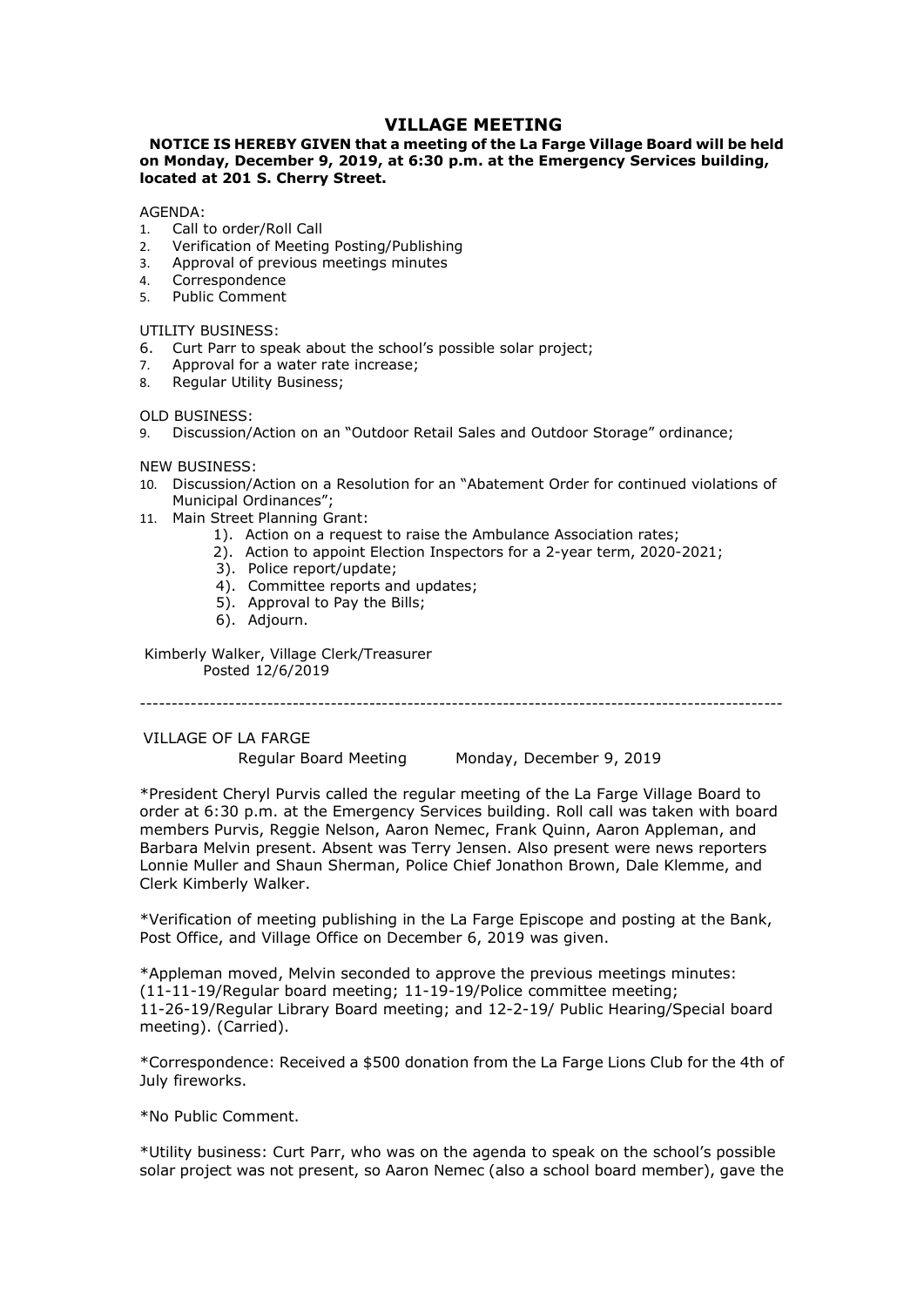# VILLAGE MEETING

**NOTICE IS HEREBY GIVEN that a meeting of the La Farge Village Board will be held on Monday, December 9, 2019, at 6:30 p.m. at the Emergency Services building, located at 201 S. Cherry Street.**

AGENDA:

1. Call to order/Roll Call
2. Verification of Meeting Posting/Publishing
3. Approval of previous meetings minutes
4. Correspondence
5. Public Comment

UTILITY BUSINESS:

6. Curt Parr to speak about the school's possible solar project;
7. Approval for a water rate increase;
8. Regular Utility Business;

OLD BUSINESS:

9. Discussion/Action on an "Outdoor Retail Sales and Outdoor Storage" ordinance;

NEW BUSINESS:

10. Discussion/Action on a Resolution for an "Abatement Order for continued violations of Municipal Ordinances";
11. Main Street Planning Grant:
    1). Action on a request to raise the Ambulance Association rates;
    2). Action to appoint Election Inspectors for a 2-year term, 2020-2021;
    3). Police report/update;
    4). Committee reports and updates;
    5). Approval to Pay the Bills;
    6). Adjourn.

Kimberly Walker, Village Clerk/Treasurer
Posted 12/6/2019

---

VILLAGE OF LA FARGE

Regular Board Meeting     Monday, December 9, 2019

*President Cheryl Purvis called the regular meeting of the La Farge Village Board to order at 6:30 p.m. at the Emergency Services building. Roll call was taken with board members Purvis, Reggie Nelson, Aaron Nemec, Frank Quinn, Aaron Appleman, and Barbara Melvin present. Absent was Terry Jensen. Also present were news reporters Lonnie Muller and Shaun Sherman, Police Chief Jonathon Brown, Dale Klemme, and Clerk Kimberly Walker.

*Verification of meeting publishing in the La Farge Episcope and posting at the Bank, Post Office, and Village Office on December 6, 2019 was given.

*Appleman moved, Melvin seconded to approve the previous meetings minutes: (11-11-19/Regular board meeting; 11-19-19/Police committee meeting; 11-26-19/Regular Library Board meeting; and 12-2-19/ Public Hearing/Special board meeting). (Carried).

*Correspondence: Received a $500 donation from the La Farge Lions Club for the 4th of July fireworks.

*No Public Comment.

*Utility business: Curt Parr, who was on the agenda to speak on the school's possible solar project was not present, so Aaron Nemec (also a school board member), gave the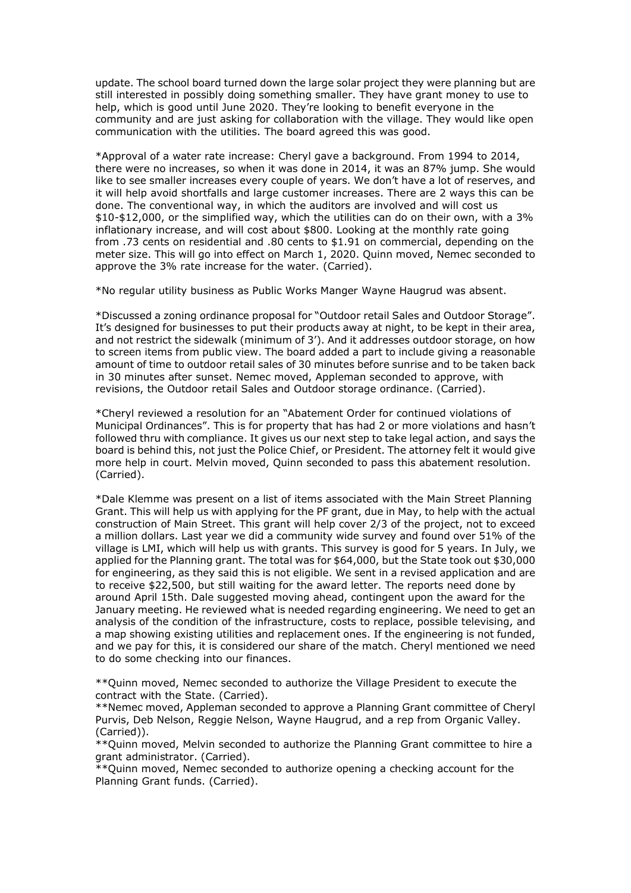update. The school board turned down the large solar project they were planning but are still interested in possibly doing something smaller. They have grant money to use to help, which is good until June 2020. They're looking to benefit everyone in the community and are just asking for collaboration with the village. They would like open communication with the utilities. The board agreed this was good.

*Approval of a water rate increase: Cheryl gave a background. From 1994 to 2014, there were no increases, so when it was done in 2014, it was an 87% jump. She would like to see smaller increases every couple of years. We don't have a lot of reserves, and it will help avoid shortfalls and large customer increases. There are 2 ways this can be done. The conventional way, in which the auditors are involved and will cost us \$10-\$12,000, or the simplified way, which the utilities can do on their own, with a 3% inflationary increase, and will cost about \$800. Looking at the monthly rate going from .73 cents on residential and .80 cents to \$1.91 on commercial, depending on the meter size. This will go into effect on March 1, 2020. Quinn moved, Nemec seconded to approve the 3% rate increase for the water. (Carried).

*No regular utility business as Public Works Manger Wayne Haugrud was absent.

*Discussed a zoning ordinance proposal for "Outdoor retail Sales and Outdoor Storage". It's designed for businesses to put their products away at night, to be kept in their area, and not restrict the sidewalk (minimum of 3'). And it addresses outdoor storage, on how to screen items from public view. The board added a part to include giving a reasonable amount of time to outdoor retail sales of 30 minutes before sunrise and to be taken back in 30 minutes after sunset. Nemec moved, Appleman seconded to approve, with revisions, the Outdoor retail Sales and Outdoor storage ordinance. (Carried).

*Cheryl reviewed a resolution for an "Abatement Order for continued violations of Municipal Ordinances". This is for property that has had 2 or more violations and hasn't followed thru with compliance. It gives us our next step to take legal action, and says the board is behind this, not just the Police Chief, or President. The attorney felt it would give more help in court. Melvin moved, Quinn seconded to pass this abatement resolution. (Carried).

*Dale Klemme was present on a list of items associated with the Main Street Planning Grant. This will help us with applying for the PF grant, due in May, to help with the actual construction of Main Street. This grant will help cover 2/3 of the project, not to exceed a million dollars. Last year we did a community wide survey and found over 51% of the village is LMI, which will help us with grants. This survey is good for 5 years. In July, we applied for the Planning grant. The total was for \$64,000, but the State took out \$30,000 for engineering, as they said this is not eligible. We sent in a revised application and are to receive \$22,500, but still waiting for the award letter. The reports need done by around April 15th. Dale suggested moving ahead, contingent upon the award for the January meeting. He reviewed what is needed regarding engineering. We need to get an analysis of the condition of the infrastructure, costs to replace, possible televising, and a map showing existing utilities and replacement ones. If the engineering is not funded, and we pay for this, it is considered our share of the match. Cheryl mentioned we need to do some checking into our finances.

**Quinn moved, Nemec seconded to authorize the Village President to execute the contract with the State. (Carried).
**Nemec moved, Appleman seconded to approve a Planning Grant committee of Cheryl Purvis, Deb Nelson, Reggie Nelson, Wayne Haugrud, and a rep from Organic Valley. (Carried)).
**Quinn moved, Melvin seconded to authorize the Planning Grant committee to hire a grant administrator. (Carried).
**Quinn moved, Nemec seconded to authorize opening a checking account for the Planning Grant funds. (Carried).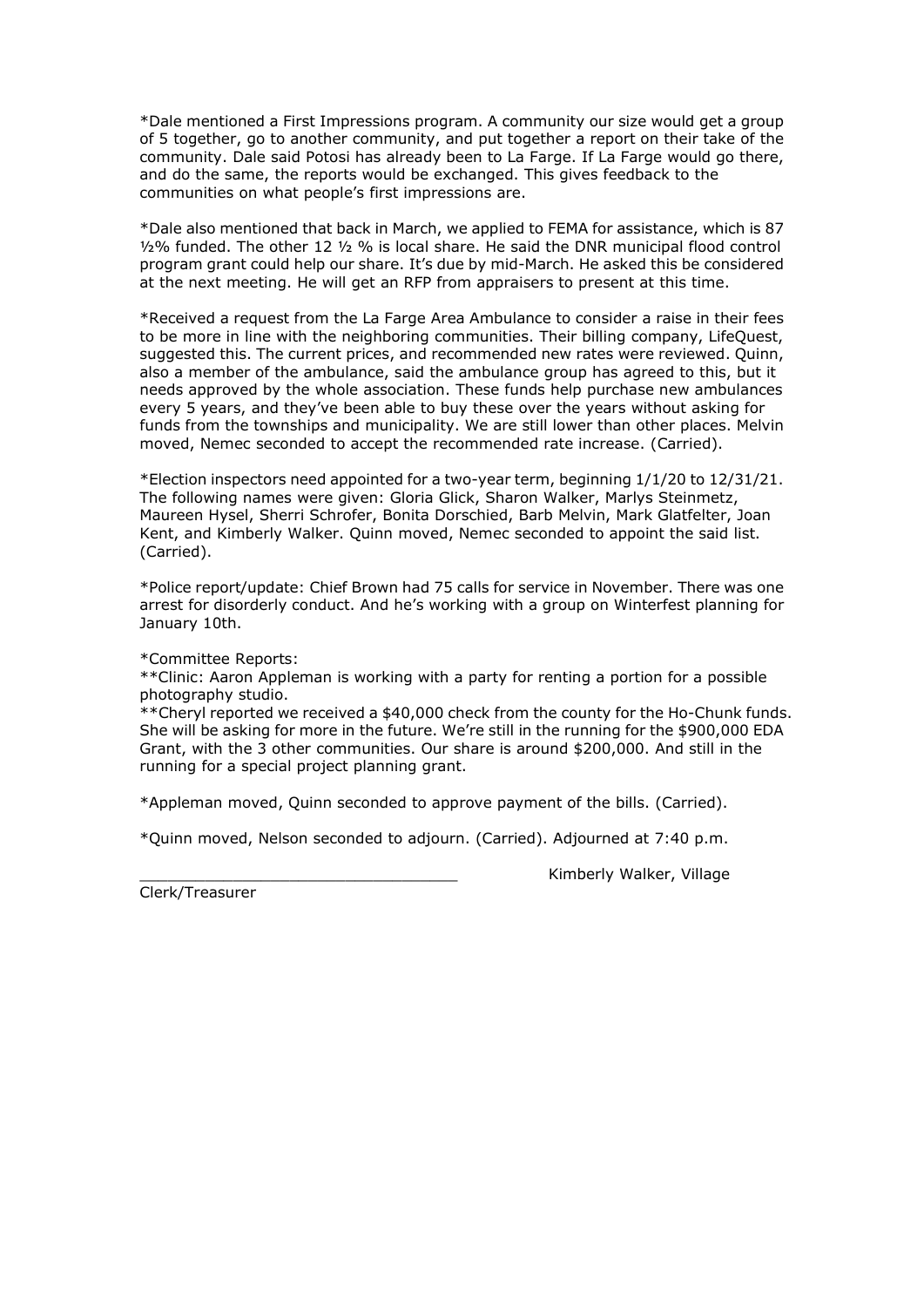*Dale mentioned a First Impressions program. A community our size would get a group of 5 together, go to another community, and put together a report on their take of the community. Dale said Potosi has already been to La Farge. If La Farge would go there, and do the same, the reports would be exchanged. This gives feedback to the communities on what people's first impressions are.

*Dale also mentioned that back in March, we applied to FEMA for assistance, which is 87 ½% funded. The other 12 ½ % is local share. He said the DNR municipal flood control program grant could help our share. It's due by mid-March. He asked this be considered at the next meeting. He will get an RFP from appraisers to present at this time.

*Received a request from the La Farge Area Ambulance to consider a raise in their fees to be more in line with the neighboring communities. Their billing company, LifeQuest, suggested this. The current prices, and recommended new rates were reviewed. Quinn, also a member of the ambulance, said the ambulance group has agreed to this, but it needs approved by the whole association. These funds help purchase new ambulances every 5 years, and they've been able to buy these over the years without asking for funds from the townships and municipality. We are still lower than other places. Melvin moved, Nemec seconded to accept the recommended rate increase. (Carried).

*Election inspectors need appointed for a two-year term, beginning 1/1/20 to 12/31/21. The following names were given: Gloria Glick, Sharon Walker, Marlys Steinmetz, Maureen Hysel, Sherri Schrofer, Bonita Dorschied, Barb Melvin, Mark Glatfelter, Joan Kent, and Kimberly Walker. Quinn moved, Nemec seconded to appoint the said list. (Carried).

*Police report/update: Chief Brown had 75 calls for service in November. There was one arrest for disorderly conduct. And he's working with a group on Winterfest planning for January 10th.

*Committee Reports:
**Clinic: Aaron Appleman is working with a party for renting a portion for a possible photography studio.
**Cheryl reported we received a $40,000 check from the county for the Ho-Chunk funds. She will be asking for more in the future. We're still in the running for the $900,000 EDA Grant, with the 3 other communities. Our share is around $200,000. And still in the running for a special project planning grant.

*Appleman moved, Quinn seconded to approve payment of the bills. (Carried).

*Quinn moved, Nelson seconded to adjourn. (Carried). Adjourned at 7:40 p.m.

__________________________________ Kimberly Walker, Village Clerk/Treasurer